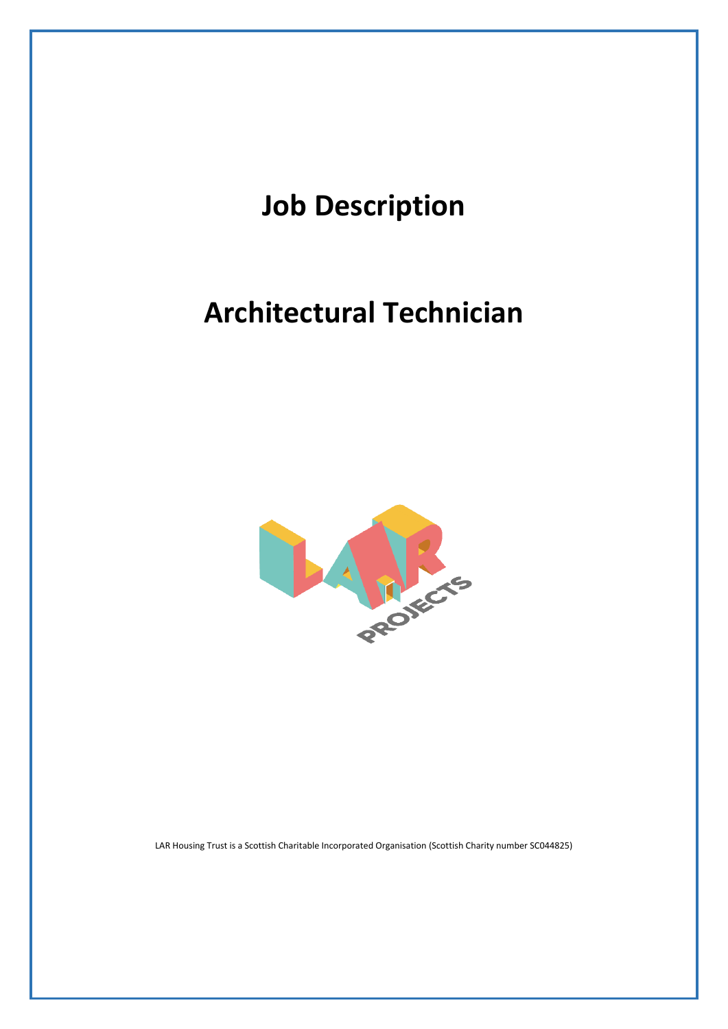# Job Description

# Architectural Technician

LAR Housing Trust is a Scottish Charitable Incorporated Organisation (Scottish Charity number SC044825)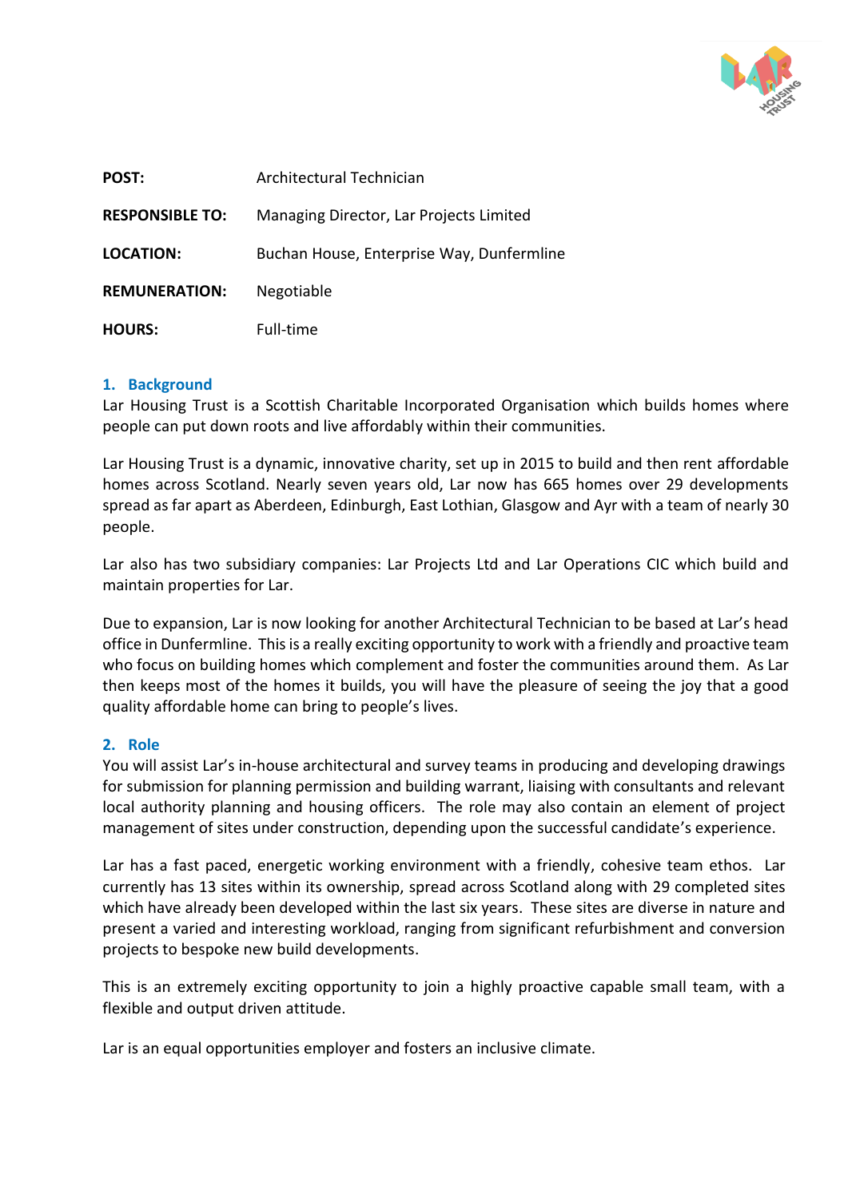**POST:** Architectural Technician

**RESPONSIBLE TO:** Managing Director, Lar Projects Limited

**LOCATION:** Buchan House, Enterprise Way, Dunfermline

**REMUNERATION:** Negotiable

**HOURS:** Full-time

## 1. Background

Lar Housing Trust is a Scottish Charitable Incorporated Organisation which builds homes where people can put down roots and live affordably within their communities.

Lar Housing Trust is a dynamic, innovative charity, set up in 2015 to build and then rent affordable homes across Scotland. Nearly seven years old, Lar now has 665 homes over 29 developments spread as far apart as Aberdeen, Edinburgh, East Lothian, Glasgow and Ayr with a team of nearly 30 people.

Lar also has two subsidiary companies: Lar Projects Ltd and Lar Operations CIC which build and maintain properties for Lar.

Due to expansion, Lar is now looking for another Architectural Technician to be based at Lar's head office in Dunfermline. This is a really exciting opportunity to work with a friendly and proactive team who focus on building homes which complement and foster the communities around them. As Lar then keeps most of the homes it builds, you will have the pleasure of seeing the joy that a good quality affordable home can bring to people's lives.

## 2. Role

You will assist Lar's in-house architectural and survey teams in producing and developing drawings for submission for planning permission and building warrant, liaising with consultants and relevant local authority planning and housing officers. The role may also contain an element of project management of sites under construction, depending upon the successful candidate's experience.

Lar has a fast paced, energetic working environment with a friendly, cohesive team ethos. Lar currently has 13 sites within its ownership, spread across Scotland along with 29 completed sites which have already been developed within the last six years. These sites are diverse in nature and present a varied and interesting workload, ranging from significant refurbishment and conversion projects to bespoke new build developments.

This is an extremely exciting opportunity to join a highly proactive capable small team, with a flexible and output driven attitude.

Lar is an equal opportunities employer and fosters an inclusive climate.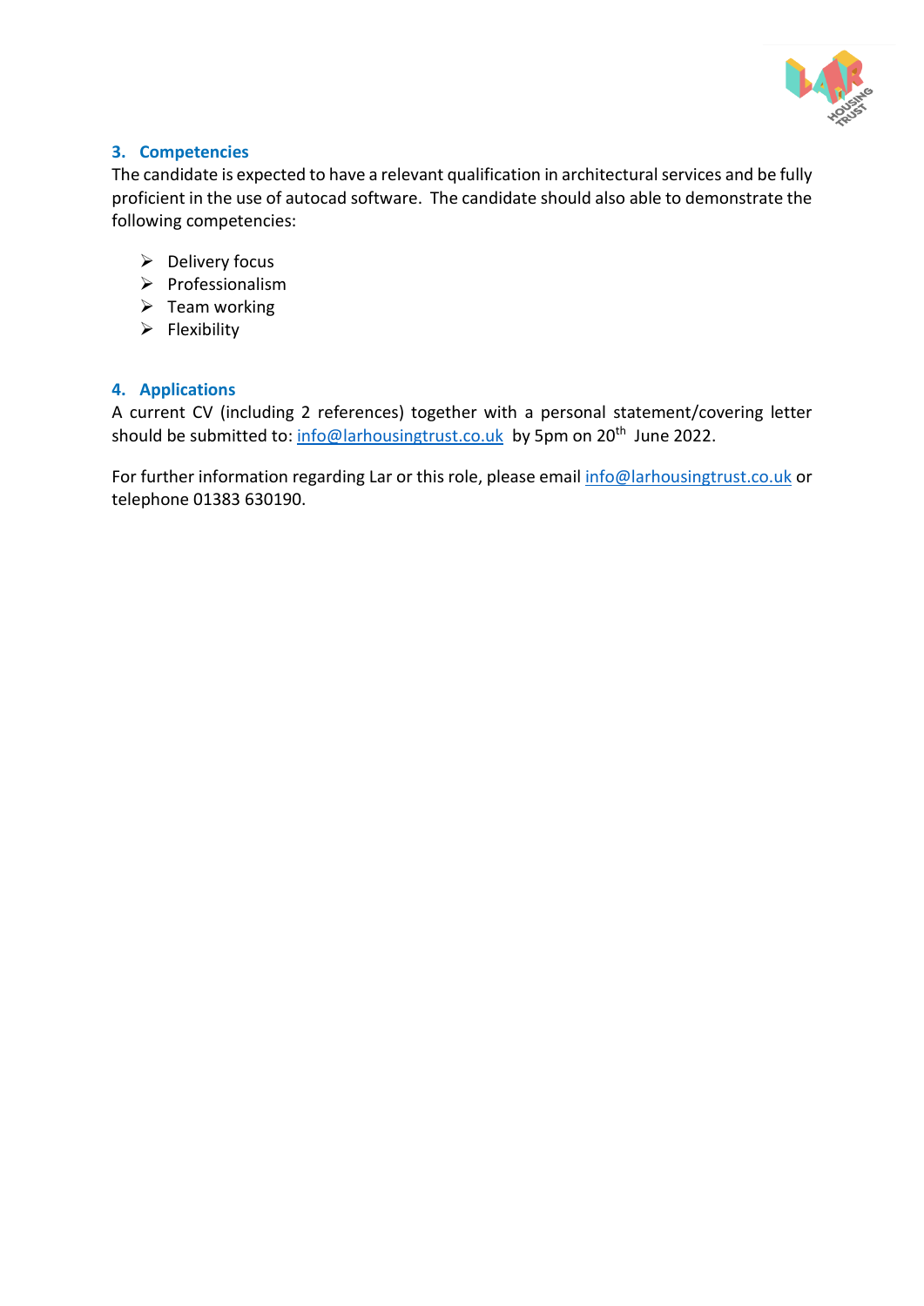## 3. Competencies

The candidate is expected to have a relevant qualification in architectural services and be fully proficient in the use of autocad software. The candidate should also able to demonstrate the following competencies:

- Delivery focus
- Professionalism
- Team working
- Flexibility

## 4. Applications

A current CV (including 2 references) together with a personal statement/covering letter should be submitted to: info@larhousingtrust.co.uk by 5pm on 20th June 2022.

For further information regarding Lar or this role, please email info@larhousingtrust.co.uk or telephone 01383 630190.